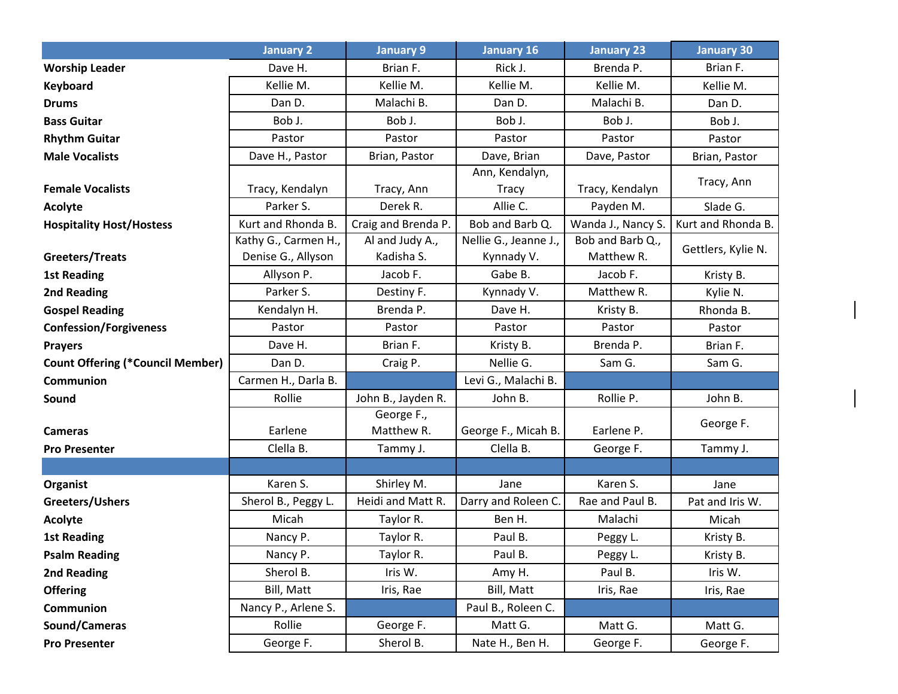| | January 2 | January 9 | January 16 | January 23 | January 30 |
|---|---|---|---|---|---|
| **Worship Leader** | Dave H. | Brian F. | Rick J. | Brenda P. | Brian F. |
| **Keyboard** | Kellie M. | Kellie M. | Kellie M. | Kellie M. | Kellie M. |
| **Drums** | Dan D. | Malachi B. | Dan D. | Malachi B. | Dan D. |
| **Bass Guitar** | Bob J. | Bob J. | Bob J. | Bob J. | Bob J. |
| **Rhythm Guitar** | Pastor | Pastor | Pastor | Pastor | Pastor |
| **Male Vocalists** | Dave H., Pastor | Brian, Pastor | Dave, Brian | Dave, Pastor | Brian, Pastor |
| **Female Vocalists** | Tracy, Kendalyn | Tracy, Ann | Ann, Kendalyn, Tracy | Tracy, Kendalyn | Tracy, Ann |
| **Acolyte** | Parker S. | Derek R. | Allie C. | Payden M. | Slade G. |
| **Hospitality Host/Hostess** | Kurt and Rhonda B. | Craig and Brenda P. | Bob and Barb Q. | Wanda J., Nancy S. | Kurt and Rhonda B. |
| **Greeters/Treats** | Kathy G., Carmen H., Denise G., Allyson | Al and Judy A., Kadisha S. | Nellie G., Jeanne J., Kynnady V. | Bob and Barb Q., Matthew R. | Gettlers, Kylie N. |
| **1st Reading** | Allyson P. | Jacob F. | Gabe B. | Jacob F. | Kristy B. |
| **2nd Reading** | Parker S. | Destiny F. | Kynnady V. | Matthew R. | Kylie N. |
| **Gospel Reading** | Kendalyn H. | Brenda P. | Dave H. | Kristy B. | Rhonda B. |
| **Confession/Forgiveness** | Pastor | Pastor | Pastor | Pastor | Pastor |
| **Prayers** | Dave H. | Brian F. | Kristy B. | Brenda P. | Brian F. |
| **Count Offering (*Council Member)** | Dan D. | Craig P. | Nellie G. | Sam G. | Sam G. |
| **Communion** | Carmen H., Darla B. | | Levi G., Malachi B. | | |
| **Sound** | Rollie | John B., Jayden R. | John B. | Rollie P. | John B. |
| **Cameras** | Earlene | George F., Matthew R. | George F., Micah B. | Earlene P. | George F. |
| **Pro Presenter** | Clella B. | Tammy J. | Clella B. | George F. | Tammy J. |
| | | | | | |
| **Organist** | Karen S. | Shirley M. | Jane | Karen S. | Jane |
| **Greeters/Ushers** | Sherol B., Peggy L. | Heidi and Matt R. | Darry and Roleen C. | Rae and Paul B. | Pat and Iris W. |
| **Acolyte** | Micah | Taylor R. | Ben H. | Malachi | Micah |
| **1st Reading** | Nancy P. | Taylor R. | Paul B. | Peggy L. | Kristy B. |
| **Psalm Reading** | Nancy P. | Taylor R. | Paul B. | Peggy L. | Kristy B. |
| **2nd Reading** | Sherol B. | Iris W. | Amy H. | Paul B. | Iris W. |
| **Offering** | Bill, Matt | Iris, Rae | Bill, Matt | Iris, Rae | Iris, Rae |
| **Communion** | Nancy P., Arlene S. | | Paul B., Roleen C. | | |
| **Sound/Cameras** | Rollie | George F. | Matt G. | Matt G. | Matt G. |
| **Pro Presenter** | George F. | Sherol B. | Nate H., Ben H. | George F. | George F. |